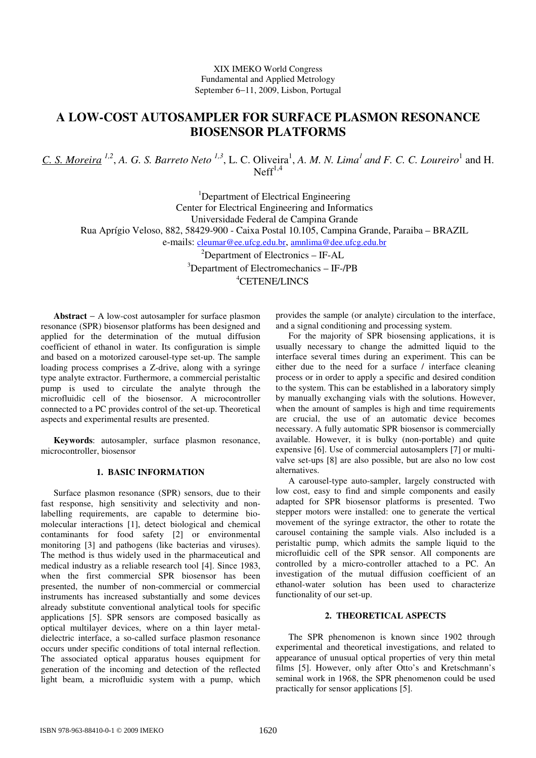XIX IMEKO World Congress
Fundamental and Applied Metrology
September 6−11, 2009, Lisbon, Portugal

# A LOW-COST AUTOSAMPLER FOR SURFACE PLASMON RESONANCE BIOSENSOR PLATFORMS

*C. S. Moreira* [1,2], *A. G. S. Barreto Neto* [1,3], L. C. Oliveira[1], *A. M. N. Lima*[1] *and F. C. C. Loureiro*[1] and H. Neff[1,4]

[1]Department of Electrical Engineering
Center for Electrical Engineering and Informatics
Universidade Federal de Campina Grande
Rua Aprígio Veloso, 882, 58429-900 - Caixa Postal 10.105, Campina Grande, Paraiba – BRAZIL
e-mails: cleumar@ee.ufcg.edu.br, amnlima@dee.ufcg.edu.br
[2]Department of Electronics – IF-AL
[3]Department of Electromechanics – IF-/PB
[4]CETENE/LINCS

**Abstract** − A low-cost autosampler for surface plasmon resonance (SPR) biosensor platforms has been designed and applied for the determination of the mutual diffusion coefficient of ethanol in water. Its configuration is simple and based on a motorized carousel-type set-up. The sample loading process comprises a Z-drive, along with a syringe type analyte extractor. Furthermore, a commercial peristaltic pump is used to circulate the analyte through the microfluidic cell of the biosensor. A microcontroller connected to a PC provides control of the set-up. Theoretical aspects and experimental results are presented.

**Keywords**: autosampler, surface plasmon resonance, microcontroller, biosensor

## 1. BASIC INFORMATION

Surface plasmon resonance (SPR) sensors, due to their fast response, high sensitivity and selectivity and non-labelling requirements, are capable to determine bio-molecular interactions [1], detect biological and chemical contaminants for food safety [2] or environmental monitoring [3] and pathogens (like bacterias and viruses). The method is thus widely used in the pharmaceutical and medical industry as a reliable research tool [4]. Since 1983, when the first commercial SPR biosensor has been presented, the number of non-commercial or commercial instruments has increased substantially and some devices already substitute conventional analytical tools for specific applications [5]. SPR sensors are composed basically as optical multilayer devices, where on a thin layer metal-dielectric interface, a so-called surface plasmon resonance occurs under specific conditions of total internal reflection. The associated optical apparatus houses equipment for generation of the incoming and detection of the reflected light beam, a microfluidic system with a pump, which provides the sample (or analyte) circulation to the interface, and a signal conditioning and processing system.

For the majority of SPR biosensing applications, it is usually necessary to change the admitted liquid to the interface several times during an experiment. This can be either due to the need for a surface / interface cleaning process or in order to apply a specific and desired condition to the system. This can be established in a laboratory simply by manually exchanging vials with the solutions. However, when the amount of samples is high and time requirements are crucial, the use of an automatic device becomes necessary. A fully automatic SPR biosensor is commercially available. However, it is bulky (non-portable) and quite expensive [6]. Use of commercial autosamplers [7] or multi-valve set-ups [8] are also possible, but are also no low cost alternatives.

A carousel-type auto-sampler, largely constructed with low cost, easy to find and simple components and easily adapted for SPR biosensor platforms is presented. Two stepper motors were installed: one to generate the vertical movement of the syringe extractor, the other to rotate the carousel containing the sample vials. Also included is a peristaltic pump, which admits the sample liquid to the microfluidic cell of the SPR sensor. All components are controlled by a micro-controller attached to a PC. An investigation of the mutual diffusion coefficient of an ethanol-water solution has been used to characterize functionality of our set-up.

## 2. THEORETICAL ASPECTS

The SPR phenomenon is known since 1902 through experimental and theoretical investigations, and related to appearance of unusual optical properties of very thin metal films [5]. However, only after Otto's and Kretschmann's seminal work in 1968, the SPR phenomenon could be used practically for sensor applications [5].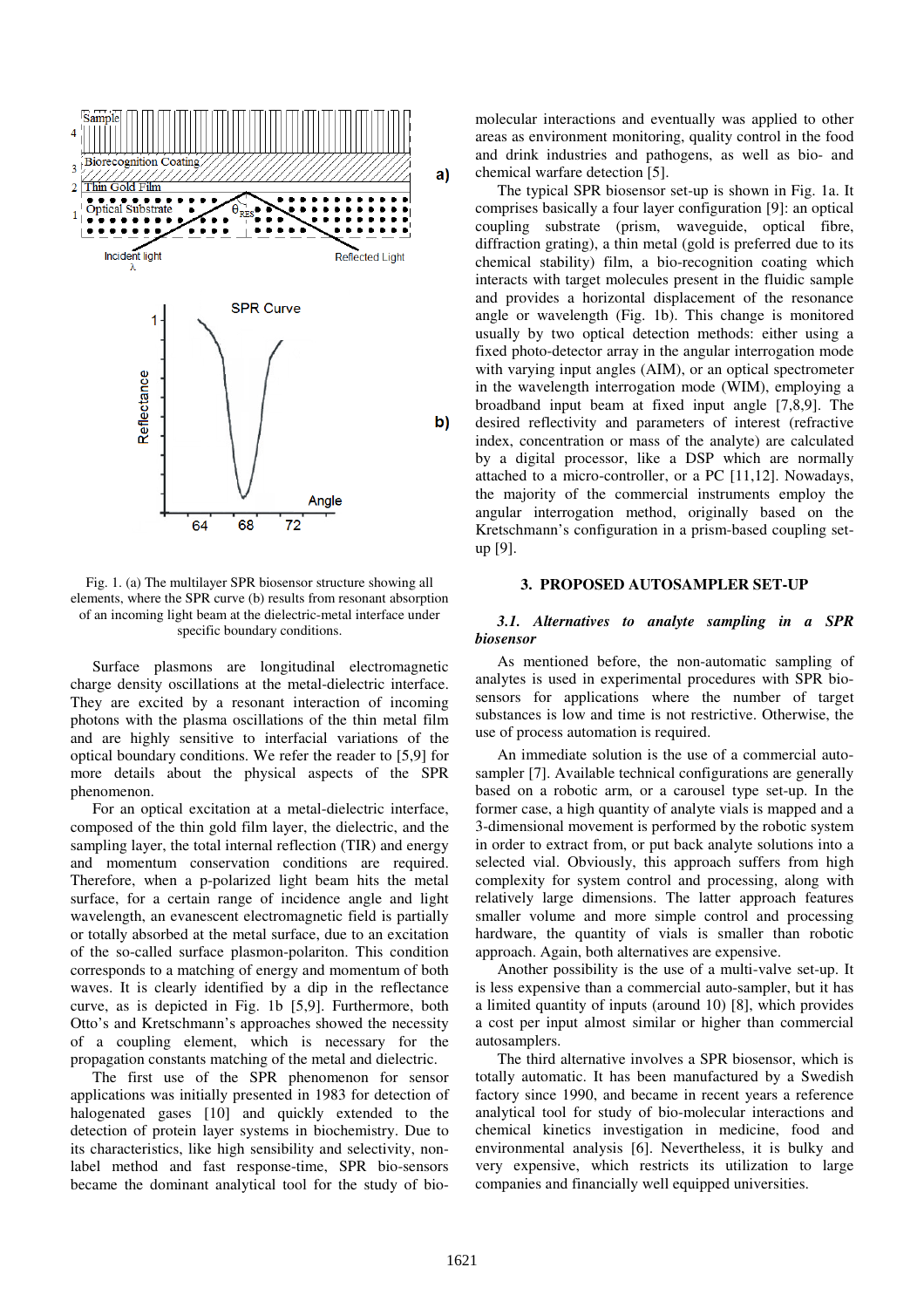Fig. 1. (a) The multilayer SPR biosensor structure showing all elements, where the SPR curve (b) results from resonant absorption of an incoming light beam at the dielectric-metal interface under specific boundary conditions.

Surface plasmons are longitudinal electromagnetic charge density oscillations at the metal-dielectric interface. They are excited by a resonant interaction of incoming photons with the plasma oscillations of the thin metal film and are highly sensitive to interfacial variations of the optical boundary conditions. We refer the reader to [5,9] for more details about the physical aspects of the SPR phenomenon.

For an optical excitation at a metal-dielectric interface, composed of the thin gold film layer, the dielectric, and the sampling layer, the total internal reflection (TIR) and energy and momentum conservation conditions are required. Therefore, when a p-polarized light beam hits the metal surface, for a certain range of incidence angle and light wavelength, an evanescent electromagnetic field is partially or totally absorbed at the metal surface, due to an excitation of the so-called surface plasmon-polariton. This condition corresponds to a matching of energy and momentum of both waves. It is clearly identified by a dip in the reflectance curve, as is depicted in Fig. 1b [5,9]. Furthermore, both Otto's and Kretschmann's approaches showed the necessity of a coupling element, which is necessary for the propagation constants matching of the metal and dielectric.

The first use of the SPR phenomenon for sensor applications was initially presented in 1983 for detection of halogenated gases [10] and quickly extended to the detection of protein layer systems in biochemistry. Due to its characteristics, like high sensibility and selectivity, non-label method and fast response-time, SPR bio-sensors became the dominant analytical tool for the study of bio-molecular interactions and eventually was applied to other areas as environment monitoring, quality control in the food and drink industries and pathogens, as well as bio- and chemical warfare detection [5].

The typical SPR biosensor set-up is shown in Fig. 1a. It comprises basically a four layer configuration [9]: an optical coupling substrate (prism, waveguide, optical fibre, diffraction grating), a thin metal (gold is preferred due to its chemical stability) film, a bio-recognition coating which interacts with target molecules present in the fluidic sample and provides a horizontal displacement of the resonance angle or wavelength (Fig. 1b). This change is monitored usually by two optical detection methods: either using a fixed photo-detector array in the angular interrogation mode with varying input angles (AIM), or an optical spectrometer in the wavelength interrogation mode (WIM), employing a broadband input beam at fixed input angle [7,8,9]. The desired reflectivity and parameters of interest (refractive index, concentration or mass of the analyte) are calculated by a digital processor, like a DSP which are normally attached to a micro-controller, or a PC [11,12]. Nowadays, the majority of the commercial instruments employ the angular interrogation method, originally based on the Kretschmann's configuration in a prism-based coupling set-up [9].

## 3. PROPOSED AUTOSAMPLER SET-UP

### *3.1. Alternatives to analyte sampling in a SPR biosensor*

As mentioned before, the non-automatic sampling of analytes is used in experimental procedures with SPR bio-sensors for applications where the number of target substances is low and time is not restrictive. Otherwise, the use of process automation is required.

An immediate solution is the use of a commercial auto-sampler [7]. Available technical configurations are generally based on a robotic arm, or a carousel type set-up. In the former case, a high quantity of analyte vials is mapped and a 3-dimensional movement is performed by the robotic system in order to extract from, or put back analyte solutions into a selected vial. Obviously, this approach suffers from high complexity for system control and processing, along with relatively large dimensions. The latter approach features smaller volume and more simple control and processing hardware, the quantity of vials is smaller than robotic approach. Again, both alternatives are expensive.

Another possibility is the use of a multi-valve set-up. It is less expensive than a commercial auto-sampler, but it has a limited quantity of inputs (around 10) [8], which provides a cost per input almost similar or higher than commercial autosamplers.

The third alternative involves a SPR biosensor, which is totally automatic. It has been manufactured by a Swedish factory since 1990, and became in recent years a reference analytical tool for study of bio-molecular interactions and chemical kinetics investigation in medicine, food and environmental analysis [6]. Nevertheless, it is bulky and very expensive, which restricts its utilization to large companies and financially well equipped universities.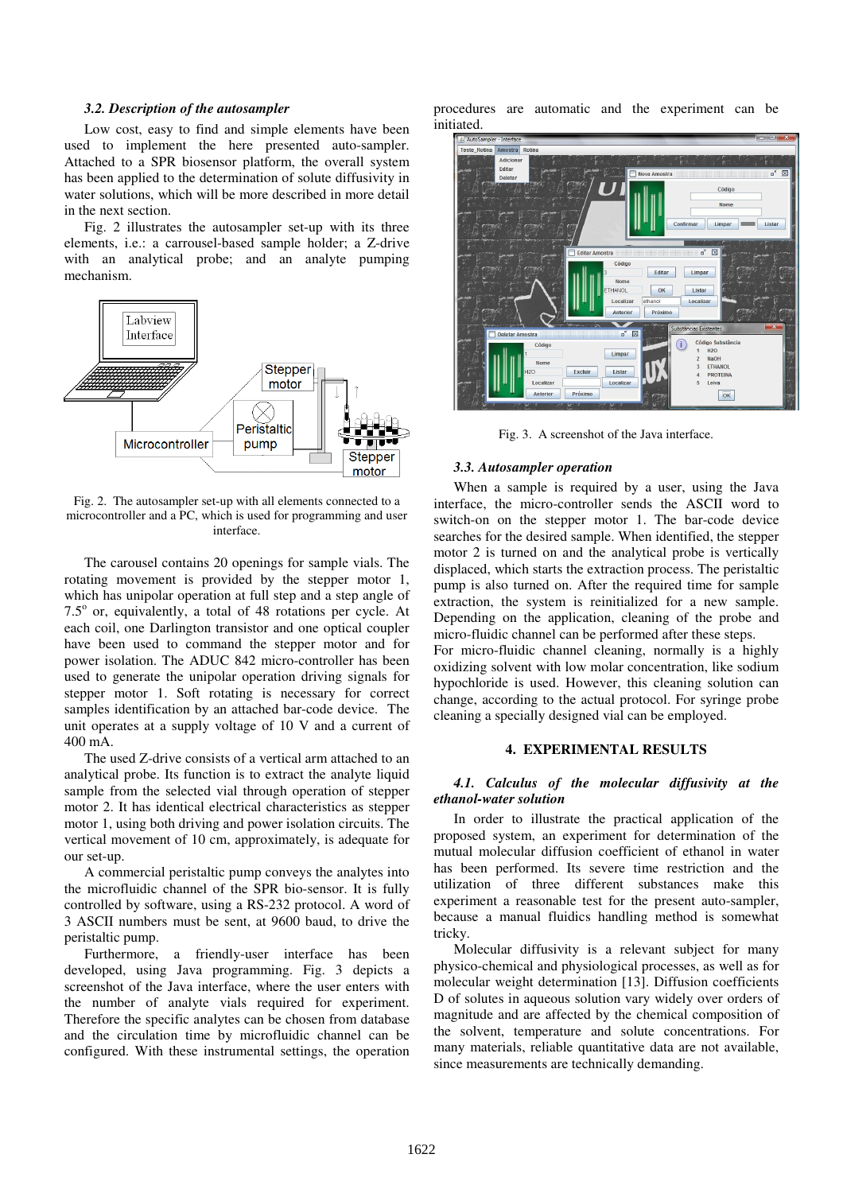### *3.2. Description of the autosampler*

Low cost, easy to find and simple elements have been used to implement the here presented auto-sampler. Attached to a SPR biosensor platform, the overall system has been applied to the determination of solute diffusivity in water solutions, which will be more described in more detail in the next section.

Fig. 2 illustrates the autosampler set-up with its three elements, i.e.: a carrousel-based sample holder; a Z-drive with an analytical probe; and an analyte pumping mechanism.

Fig. 2. The autosampler set-up with all elements connected to a microcontroller and a PC, which is used for programming and user interface.

The carousel contains 20 openings for sample vials. The rotating movement is provided by the stepper motor 1, which has unipolar operation at full step and a step angle of 7.5° or, equivalently, a total of 48 rotations per cycle. At each coil, one Darlington transistor and one optical coupler have been used to command the stepper motor and for power isolation. The ADUC 842 micro-controller has been used to generate the unipolar operation driving signals for stepper motor 1. Soft rotating is necessary for correct samples identification by an attached bar-code device. The unit operates at a supply voltage of 10 V and a current of 400 mA.

The used Z-drive consists of a vertical arm attached to an analytical probe. Its function is to extract the analyte liquid sample from the selected vial through operation of stepper motor 2. It has identical electrical characteristics as stepper motor 1, using both driving and power isolation circuits. The vertical movement of 10 cm, approximately, is adequate for our set-up.

A commercial peristaltic pump conveys the analytes into the microfluidic channel of the SPR bio-sensor. It is fully controlled by software, using a RS-232 protocol. A word of 3 ASCII numbers must be sent, at 9600 baud, to drive the peristaltic pump.

Furthermore, a friendly-user interface has been developed, using Java programming. Fig. 3 depicts a screenshot of the Java interface, where the user enters with the number of analyte vials required for experiment. Therefore the specific analytes can be chosen from database and the circulation time by microfluidic channel can be configured. With these instrumental settings, the operation procedures are automatic and the experiment can be initiated.

Fig. 3. A screenshot of the Java interface.

### *3.3. Autosampler operation*

When a sample is required by a user, using the Java interface, the micro-controller sends the ASCII word to switch-on on the stepper motor 1. The bar-code device searches for the desired sample. When identified, the stepper motor 2 is turned on and the analytical probe is vertically displaced, which starts the extraction process. The peristaltic pump is also turned on. After the required time for sample extraction, the system is reinitialized for a new sample. Depending on the application, cleaning of the probe and micro-fluidic channel can be performed after these steps.

For micro-fluidic channel cleaning, normally is a highly oxidizing solvent with low molar concentration, like sodium hypochloride is used. However, this cleaning solution can change, according to the actual protocol. For syringe probe cleaning a specially designed vial can be employed.

## 4. EXPERIMENTAL RESULTS

### *4.1. Calculus of the molecular diffusivity at the ethanol-water solution*

In order to illustrate the practical application of the proposed system, an experiment for determination of the mutual molecular diffusion coefficient of ethanol in water has been performed. Its severe time restriction and the utilization of three different substances make this experiment a reasonable test for the present auto-sampler, because a manual fluidics handling method is somewhat tricky.

Molecular diffusivity is a relevant subject for many physico-chemical and physiological processes, as well as for molecular weight determination [13]. Diffusion coefficients D of solutes in aqueous solution vary widely over orders of magnitude and are affected by the chemical composition of the solvent, temperature and solute concentrations. For many materials, reliable quantitative data are not available, since measurements are technically demanding.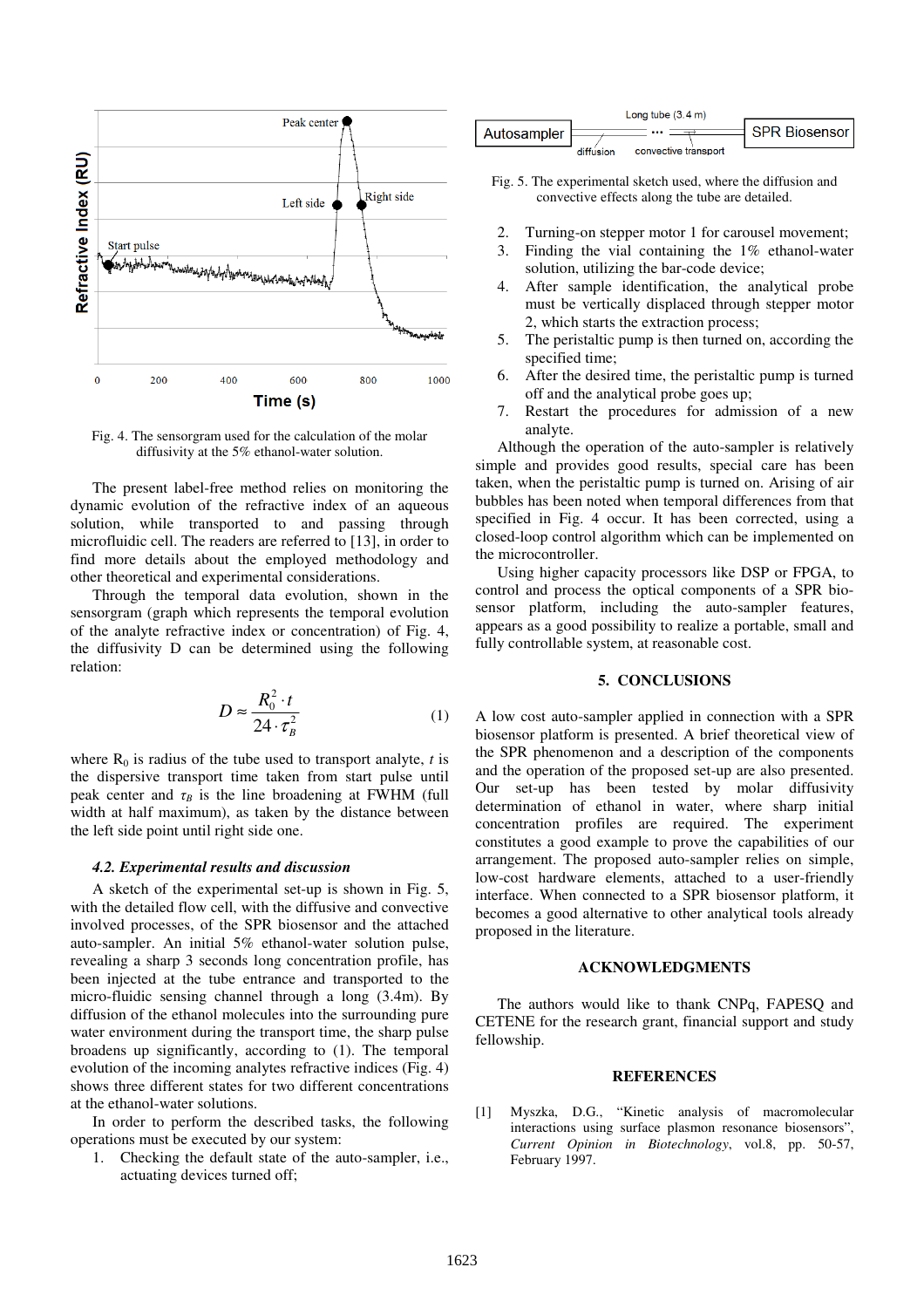Fig. 4. The sensorgram used for the calculation of the molar diffusivity at the 5% ethanol-water solution.

The present label-free method relies on monitoring the dynamic evolution of the refractive index of an aqueous solution, while transported to and passing through microfluidic cell. The readers are referred to [13], in order to find more details about the employed methodology and other theoretical and experimental considerations.

Through the temporal data evolution, shown in the sensorgram (graph which represents the temporal evolution of the analyte refractive index or concentration) of Fig. 4, the diffusivity D can be determined using the following relation:

$$D \approx \frac{R_0^2 \cdot t}{24 \cdot \tau_B^2} \tag{1}$$

where $R_0$ is radius of the tube used to transport analyte, $t$ is the dispersive transport time taken from start pulse until peak center and $\tau_B$ is the line broadening at FWHM (full width at half maximum), as taken by the distance between the left side point until right side one.

### *4.2. Experimental results and discussion*

A sketch of the experimental set-up is shown in Fig. 5, with the detailed flow cell, with the diffusive and convective involved processes, of the SPR biosensor and the attached auto-sampler. An initial 5% ethanol-water solution pulse, revealing a sharp 3 seconds long concentration profile, has been injected at the tube entrance and transported to the micro-fluidic sensing channel through a long (3.4m). By diffusion of the ethanol molecules into the surrounding pure water environment during the transport time, the sharp pulse broadens up significantly, according to (1). The temporal evolution of the incoming analytes refractive indices (Fig. 4) shows three different states for two different concentrations at the ethanol-water solutions.

In order to perform the described tasks, the following operations must be executed by our system:

1. Checking the default state of the auto-sampler, i.e., actuating devices turned off;

Fig. 5. The experimental sketch used, where the diffusion and convective effects along the tube are detailed.

2. Turning-on stepper motor 1 for carousel movement;
3. Finding the vial containing the 1% ethanol-water solution, utilizing the bar-code device;
4. After sample identification, the analytical probe must be vertically displaced through stepper motor 2, which starts the extraction process;
5. The peristaltic pump is then turned on, according the specified time;
6. After the desired time, the peristaltic pump is turned off and the analytical probe goes up;
7. Restart the procedures for admission of a new analyte.

Although the operation of the auto-sampler is relatively simple and provides good results, special care has been taken, when the peristaltic pump is turned on. Arising of air bubbles has been noted when temporal differences from that specified in Fig. 4 occur. It has been corrected, using a closed-loop control algorithm which can be implemented on the microcontroller.

Using higher capacity processors like DSP or FPGA, to control and process the optical components of a SPR bio-sensor platform, including the auto-sampler features, appears as a good possibility to realize a portable, small and fully controllable system, at reasonable cost.

## 5. CONCLUSIONS

A low cost auto-sampler applied in connection with a SPR biosensor platform is presented. A brief theoretical view of the SPR phenomenon and a description of the components and the operation of the proposed set-up are also presented. Our set-up has been tested by molar diffusivity determination of ethanol in water, where sharp initial concentration profiles are required. The experiment constitutes a good example to prove the capabilities of our arrangement. The proposed auto-sampler relies on simple, low-cost hardware elements, attached to a user-friendly interface. When connected to a SPR biosensor platform, it becomes a good alternative to other analytical tools already proposed in the literature.

## ACKNOWLEDGMENTS

The authors would like to thank CNPq, FAPESQ and CETENE for the research grant, financial support and study fellowship.

## REFERENCES

[1] Myszka, D.G., "Kinetic analysis of macromolecular interactions using surface plasmon resonance biosensors", *Current Opinion in Biotechnology*, vol.8, pp. 50-57, February 1997.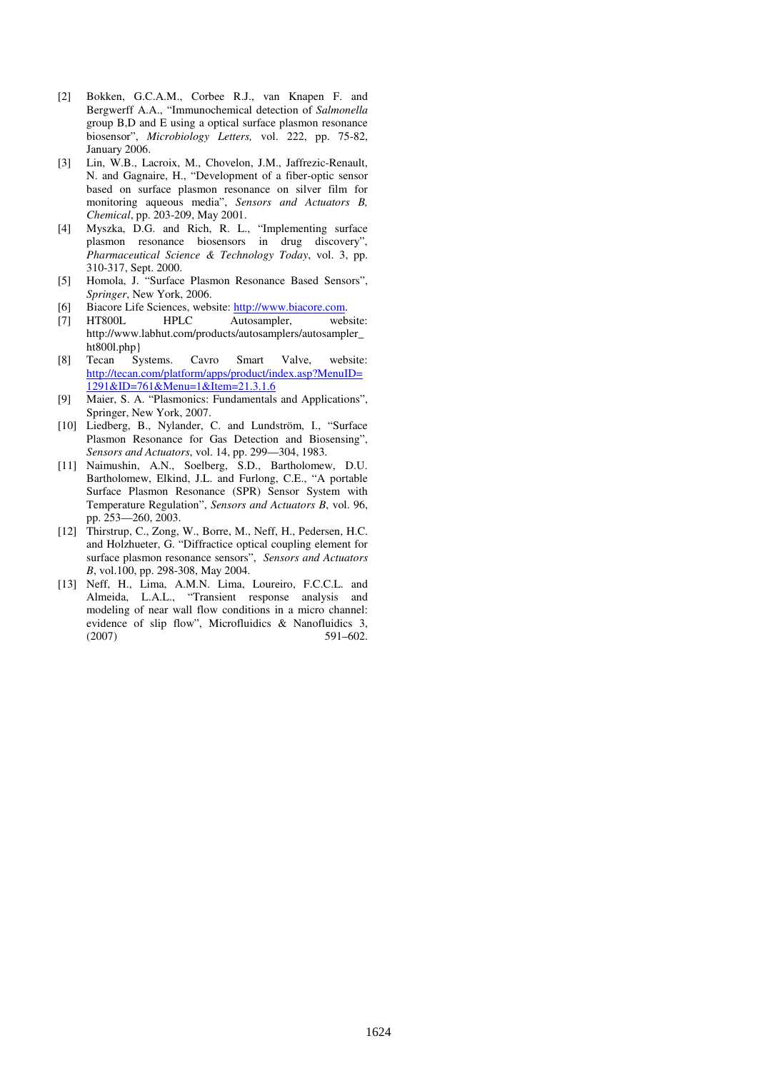[2] Bokken, G.C.A.M., Corbee R.J., van Knapen F. and Bergwerff A.A., "Immunochemical detection of *Salmonella* group B,D and E using a optical surface plasmon resonance biosensor", *Microbiology Letters,* vol. 222, pp. 75-82, January 2006.

[3] Lin, W.B., Lacroix, M., Chovelon, J.M., Jaffrezic-Renault, N. and Gagnaire, H., "Development of a fiber-optic sensor based on surface plasmon resonance on silver film for monitoring aqueous media", *Sensors and Actuators B, Chemical*, pp. 203-209, May 2001.

[4] Myszka, D.G. and Rich, R. L., "Implementing surface plasmon resonance biosensors in drug discovery", *Pharmaceutical Science & Technology Today*, vol. 3, pp. 310-317, Sept. 2000.

[5] Homola, J. "Surface Plasmon Resonance Based Sensors", *Springer*, New York, 2006.

[6] Biacore Life Sciences, website: http://www.biacore.com.

[7] HT800L HPLC Autosampler, website: http://www.labhut.com/products/autosamplers/autosampler_ht800l.php}

[8] Tecan Systems. Cavro Smart Valve, website: http://tecan.com/platform/apps/product/index.asp?MenuID=1291&ID=761&Menu=1&Item=21.3.1.6

[9] Maier, S. A. "Plasmonics: Fundamentals and Applications", Springer, New York, 2007.

[10] Liedberg, B., Nylander, C. and Lundström, I., "Surface Plasmon Resonance for Gas Detection and Biosensing", *Sensors and Actuators*, vol. 14, pp. 299—304, 1983.

[11] Naimushin, A.N., Soelberg, S.D., Bartholomew, D.U. Bartholomew, Elkind, J.L. and Furlong, C.E., "A portable Surface Plasmon Resonance (SPR) Sensor System with Temperature Regulation", *Sensors and Actuators B*, vol. 96, pp. 253—260, 2003.

[12] Thirstrup, C., Zong, W., Borre, M., Neff, H., Pedersen, H.C. and Holzhueter, G. "Diffractice optical coupling element for surface plasmon resonance sensors", *Sensors and Actuators B*, vol.100, pp. 298-308, May 2004.

[13] Neff, H., Lima, A.M.N. Lima, Loureiro, F.C.C.L. and Almeida, L.A.L., "Transient response analysis and modeling of near wall flow conditions in a micro channel: evidence of slip flow", Microfluidics & Nanofluidics 3, (2007) 591–602.